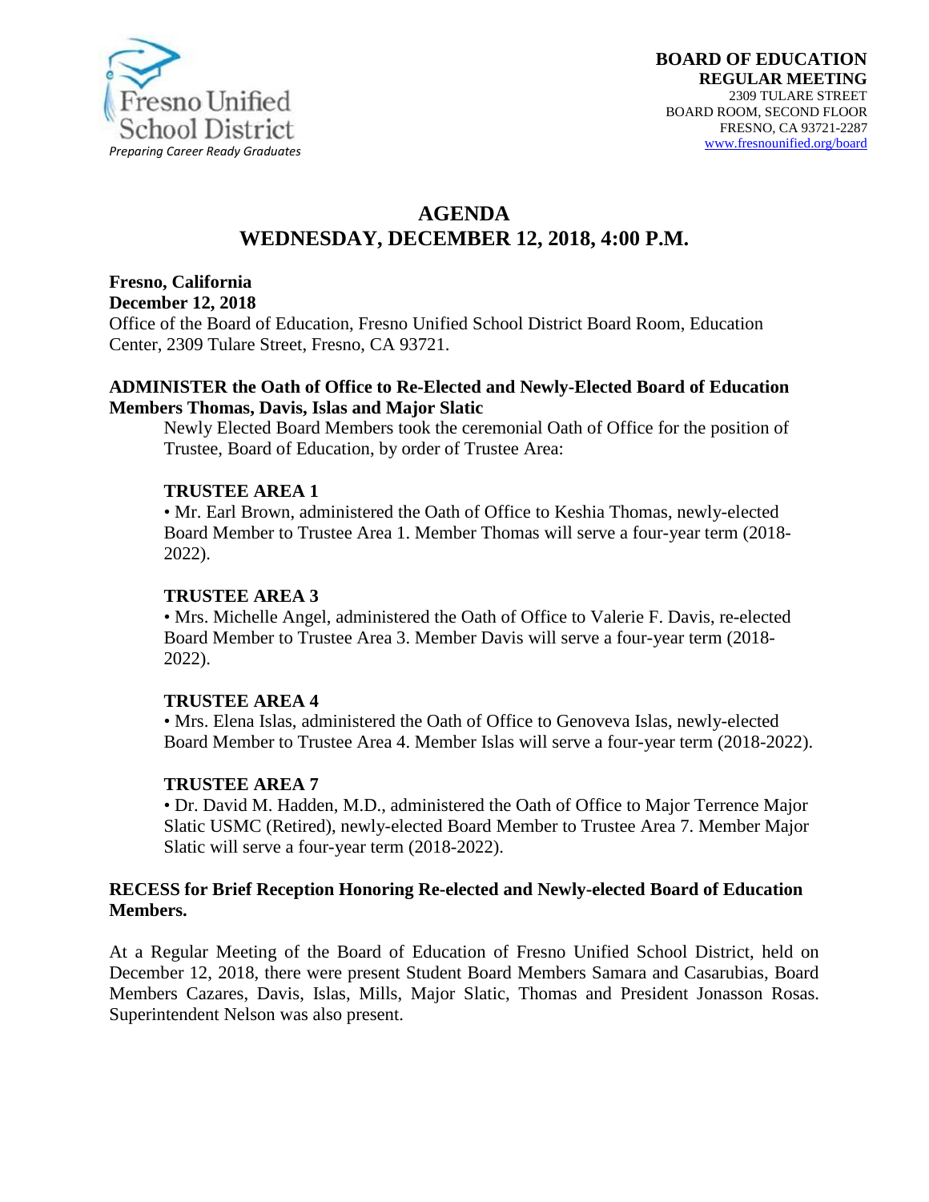Fresno Unified School District
*Preparing Career Ready Graduates*

**BOARD OF EDUCATION**
**REGULAR MEETING**
2309 TULARE STREET
BOARD ROOM, SECOND FLOOR
FRESNO, CA 93721-2287
www.fresnounified.org/board

# AGENDA
# WEDNESDAY, DECEMBER 12, 2018, 4:00 P.M.

**Fresno, California**
**December 12, 2018**
Office of the Board of Education, Fresno Unified School District Board Room, Education Center, 2309 Tulare Street, Fresno, CA 93721.

**ADMINISTER the Oath of Office to Re-Elected and Newly-Elected Board of Education Members Thomas, Davis, Islas and Major Slatic**

Newly Elected Board Members took the ceremonial Oath of Office for the position of Trustee, Board of Education, by order of Trustee Area:

**TRUSTEE AREA 1**
• Mr. Earl Brown, administered the Oath of Office to Keshia Thomas, newly-elected Board Member to Trustee Area 1. Member Thomas will serve a four-year term (2018-2022).

**TRUSTEE AREA 3**
• Mrs. Michelle Angel, administered the Oath of Office to Valerie F. Davis, re-elected Board Member to Trustee Area 3. Member Davis will serve a four-year term (2018-2022).

**TRUSTEE AREA 4**
• Mrs. Elena Islas, administered the Oath of Office to Genoveva Islas, newly-elected Board Member to Trustee Area 4. Member Islas will serve a four-year term (2018-2022).

**TRUSTEE AREA 7**
• Dr. David M. Hadden, M.D., administered the Oath of Office to Major Terrence Major Slatic USMC (Retired), newly-elected Board Member to Trustee Area 7. Member Major Slatic will serve a four-year term (2018-2022).

**RECESS for Brief Reception Honoring Re-elected and Newly-elected Board of Education Members.**

At a Regular Meeting of the Board of Education of Fresno Unified School District, held on December 12, 2018, there were present Student Board Members Samara and Casarubias, Board Members Cazares, Davis, Islas, Mills, Major Slatic, Thomas and President Jonasson Rosas. Superintendent Nelson was also present.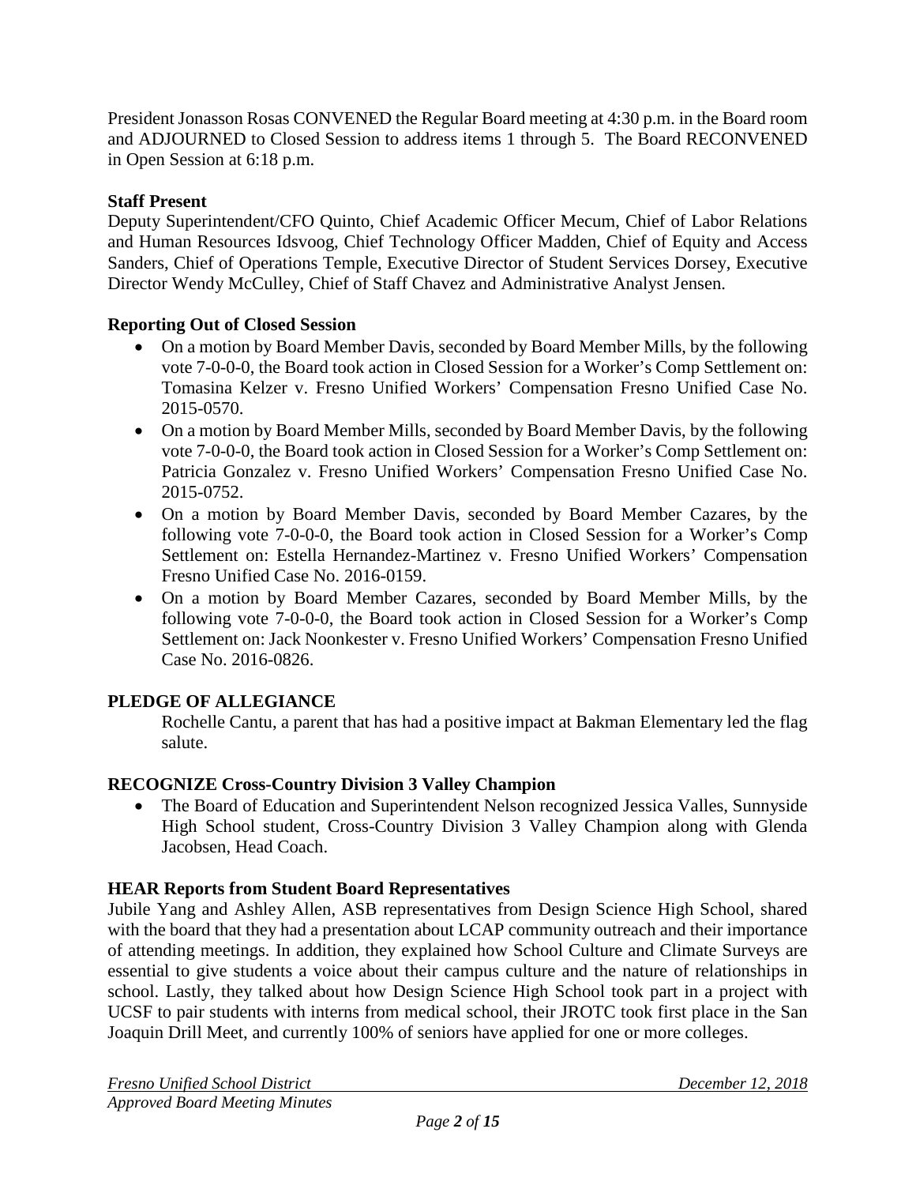President Jonasson Rosas CONVENED the Regular Board meeting at 4:30 p.m. in the Board room and ADJOURNED to Closed Session to address items 1 through 5. The Board RECONVENED in Open Session at 6:18 p.m.

**Staff Present**
Deputy Superintendent/CFO Quinto, Chief Academic Officer Mecum, Chief of Labor Relations and Human Resources Idsvoog, Chief Technology Officer Madden, Chief of Equity and Access Sanders, Chief of Operations Temple, Executive Director of Student Services Dorsey, Executive Director Wendy McCulley, Chief of Staff Chavez and Administrative Analyst Jensen.

**Reporting Out of Closed Session**

- On a motion by Board Member Davis, seconded by Board Member Mills, by the following vote 7-0-0-0, the Board took action in Closed Session for a Worker's Comp Settlement on: Tomasina Kelzer v. Fresno Unified Workers' Compensation Fresno Unified Case No. 2015-0570.
- On a motion by Board Member Mills, seconded by Board Member Davis, by the following vote 7-0-0-0, the Board took action in Closed Session for a Worker's Comp Settlement on: Patricia Gonzalez v. Fresno Unified Workers' Compensation Fresno Unified Case No. 2015-0752.
- On a motion by Board Member Davis, seconded by Board Member Cazares, by the following vote 7-0-0-0, the Board took action in Closed Session for a Worker's Comp Settlement on: Estella Hernandez-Martinez v. Fresno Unified Workers' Compensation Fresno Unified Case No. 2016-0159.
- On a motion by Board Member Cazares, seconded by Board Member Mills, by the following vote 7-0-0-0, the Board took action in Closed Session for a Worker's Comp Settlement on: Jack Noonkester v. Fresno Unified Workers' Compensation Fresno Unified Case No. 2016-0826.

## PLEDGE OF ALLEGIANCE

Rochelle Cantu, a parent that has had a positive impact at Bakman Elementary led the flag salute.

## RECOGNIZE Cross-Country Division 3 Valley Champion

- The Board of Education and Superintendent Nelson recognized Jessica Valles, Sunnyside High School student, Cross-Country Division 3 Valley Champion along with Glenda Jacobsen, Head Coach.

## HEAR Reports from Student Board Representatives

Jubile Yang and Ashley Allen, ASB representatives from Design Science High School, shared with the board that they had a presentation about LCAP community outreach and their importance of attending meetings. In addition, they explained how School Culture and Climate Surveys are essential to give students a voice about their campus culture and the nature of relationships in school. Lastly, they talked about how Design Science High School took part in a project with UCSF to pair students with interns from medical school, their JROTC took first place in the San Joaquin Drill Meet, and currently 100% of seniors have applied for one or more colleges.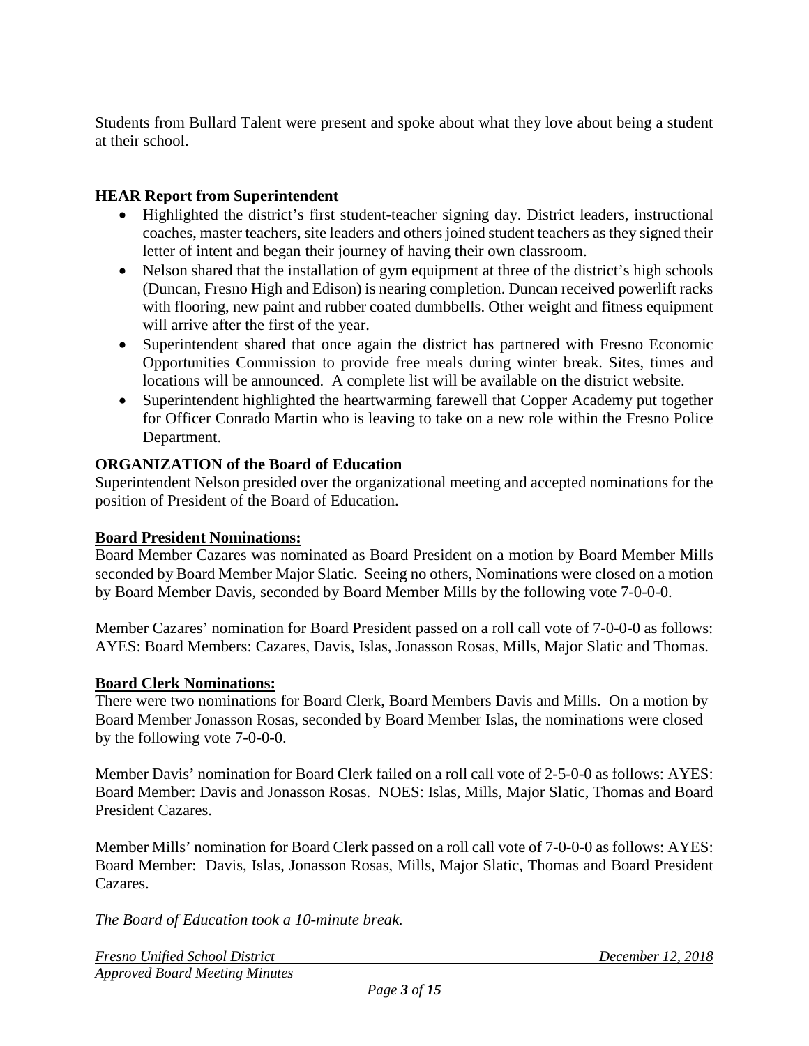Students from Bullard Talent were present and spoke about what they love about being a student at their school.

**HEAR Report from Superintendent**

- Highlighted the district's first student-teacher signing day. District leaders, instructional coaches, master teachers, site leaders and others joined student teachers as they signed their letter of intent and began their journey of having their own classroom.
- Nelson shared that the installation of gym equipment at three of the district's high schools (Duncan, Fresno High and Edison) is nearing completion. Duncan received powerlift racks with flooring, new paint and rubber coated dumbbells. Other weight and fitness equipment will arrive after the first of the year.
- Superintendent shared that once again the district has partnered with Fresno Economic Opportunities Commission to provide free meals during winter break. Sites, times and locations will be announced. A complete list will be available on the district website.
- Superintendent highlighted the heartwarming farewell that Copper Academy put together for Officer Conrado Martin who is leaving to take on a new role within the Fresno Police Department.

**ORGANIZATION of the Board of Education**

Superintendent Nelson presided over the organizational meeting and accepted nominations for the position of President of the Board of Education.

**Board President Nominations:**

Board Member Cazares was nominated as Board President on a motion by Board Member Mills seconded by Board Member Major Slatic. Seeing no others, Nominations were closed on a motion by Board Member Davis, seconded by Board Member Mills by the following vote 7-0-0-0.

Member Cazares' nomination for Board President passed on a roll call vote of 7-0-0-0 as follows: AYES: Board Members: Cazares, Davis, Islas, Jonasson Rosas, Mills, Major Slatic and Thomas.

**Board Clerk Nominations:**

There were two nominations for Board Clerk, Board Members Davis and Mills. On a motion by Board Member Jonasson Rosas, seconded by Board Member Islas, the nominations were closed by the following vote 7-0-0-0.

Member Davis' nomination for Board Clerk failed on a roll call vote of 2-5-0-0 as follows: AYES: Board Member: Davis and Jonasson Rosas. NOES: Islas, Mills, Major Slatic, Thomas and Board President Cazares.

Member Mills' nomination for Board Clerk passed on a roll call vote of 7-0-0-0 as follows: AYES: Board Member: Davis, Islas, Jonasson Rosas, Mills, Major Slatic, Thomas and Board President Cazares.

*The Board of Education took a 10-minute break.*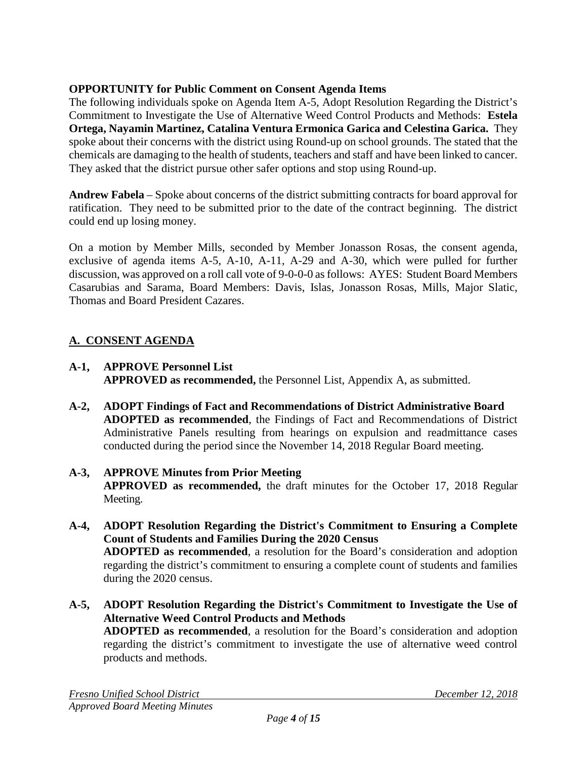**OPPORTUNITY for Public Comment on Consent Agenda Items**

The following individuals spoke on Agenda Item A-5, Adopt Resolution Regarding the District's Commitment to Investigate the Use of Alternative Weed Control Products and Methods: **Estela Ortega, Nayamin Martinez, Catalina Ventura Ermonica Garica and Celestina Garica.** They spoke about their concerns with the district using Round-up on school grounds. The stated that the chemicals are damaging to the health of students, teachers and staff and have been linked to cancer. They asked that the district pursue other safer options and stop using Round-up.

**Andrew Fabela** – Spoke about concerns of the district submitting contracts for board approval for ratification. They need to be submitted prior to the date of the contract beginning. The district could end up losing money.

On a motion by Member Mills, seconded by Member Jonasson Rosas, the consent agenda, exclusive of agenda items A-5, A-10, A-11, A-29 and A-30, which were pulled for further discussion, was approved on a roll call vote of 9-0-0-0 as follows: AYES: Student Board Members Casarubias and Sarama, Board Members: Davis, Islas, Jonasson Rosas, Mills, Major Slatic, Thomas and Board President Cazares.

## A. CONSENT AGENDA

**A-1, APPROVE Personnel List**
**APPROVED as recommended,** the Personnel List, Appendix A, as submitted.

**A-2, ADOPT Findings of Fact and Recommendations of District Administrative Board**
**ADOPTED as recommended**, the Findings of Fact and Recommendations of District Administrative Panels resulting from hearings on expulsion and readmittance cases conducted during the period since the November 14, 2018 Regular Board meeting.

**A-3, APPROVE Minutes from Prior Meeting**
**APPROVED as recommended,** the draft minutes for the October 17, 2018 Regular Meeting.

**A-4, ADOPT Resolution Regarding the District's Commitment to Ensuring a Complete Count of Students and Families During the 2020 Census**
**ADOPTED as recommended**, a resolution for the Board's consideration and adoption regarding the district's commitment to ensuring a complete count of students and families during the 2020 census.

**A-5, ADOPT Resolution Regarding the District's Commitment to Investigate the Use of Alternative Weed Control Products and Methods**
**ADOPTED as recommended**, a resolution for the Board's consideration and adoption regarding the district's commitment to investigate the use of alternative weed control products and methods.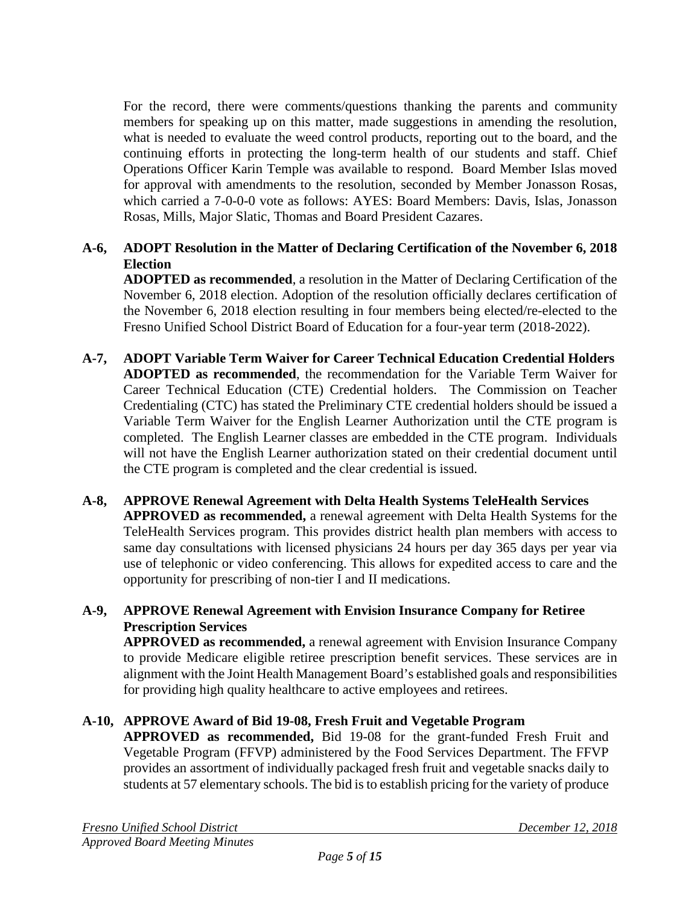For the record, there were comments/questions thanking the parents and community members for speaking up on this matter, made suggestions in amending the resolution, what is needed to evaluate the weed control products, reporting out to the board, and the continuing efforts in protecting the long-term health of our students and staff. Chief Operations Officer Karin Temple was available to respond. Board Member Islas moved for approval with amendments to the resolution, seconded by Member Jonasson Rosas, which carried a 7-0-0-0 vote as follows: AYES: Board Members: Davis, Islas, Jonasson Rosas, Mills, Major Slatic, Thomas and Board President Cazares.

**A-6, ADOPT Resolution in the Matter of Declaring Certification of the November 6, 2018 Election**
**ADOPTED as recommended**, a resolution in the Matter of Declaring Certification of the November 6, 2018 election. Adoption of the resolution officially declares certification of the November 6, 2018 election resulting in four members being elected/re-elected to the Fresno Unified School District Board of Education for a four-year term (2018-2022).

**A-7, ADOPT Variable Term Waiver for Career Technical Education Credential Holders**
**ADOPTED as recommended**, the recommendation for the Variable Term Waiver for Career Technical Education (CTE) Credential holders. The Commission on Teacher Credentialing (CTC) has stated the Preliminary CTE credential holders should be issued a Variable Term Waiver for the English Learner Authorization until the CTE program is completed. The English Learner classes are embedded in the CTE program. Individuals will not have the English Learner authorization stated on their credential document until the CTE program is completed and the clear credential is issued.

**A-8, APPROVE Renewal Agreement with Delta Health Systems TeleHealth Services**
**APPROVED as recommended,** a renewal agreement with Delta Health Systems for the TeleHealth Services program. This provides district health plan members with access to same day consultations with licensed physicians 24 hours per day 365 days per year via use of telephonic or video conferencing. This allows for expedited access to care and the opportunity for prescribing of non-tier I and II medications.

**A-9, APPROVE Renewal Agreement with Envision Insurance Company for Retiree Prescription Services**
**APPROVED as recommended,** a renewal agreement with Envision Insurance Company to provide Medicare eligible retiree prescription benefit services. These services are in alignment with the Joint Health Management Board's established goals and responsibilities for providing high quality healthcare to active employees and retirees.

**A-10, APPROVE Award of Bid 19-08, Fresh Fruit and Vegetable Program**
**APPROVED as recommended,** Bid 19-08 for the grant-funded Fresh Fruit and Vegetable Program (FFVP) administered by the Food Services Department. The FFVP provides an assortment of individually packaged fresh fruit and vegetable snacks daily to students at 57 elementary schools. The bid is to establish pricing for the variety of produce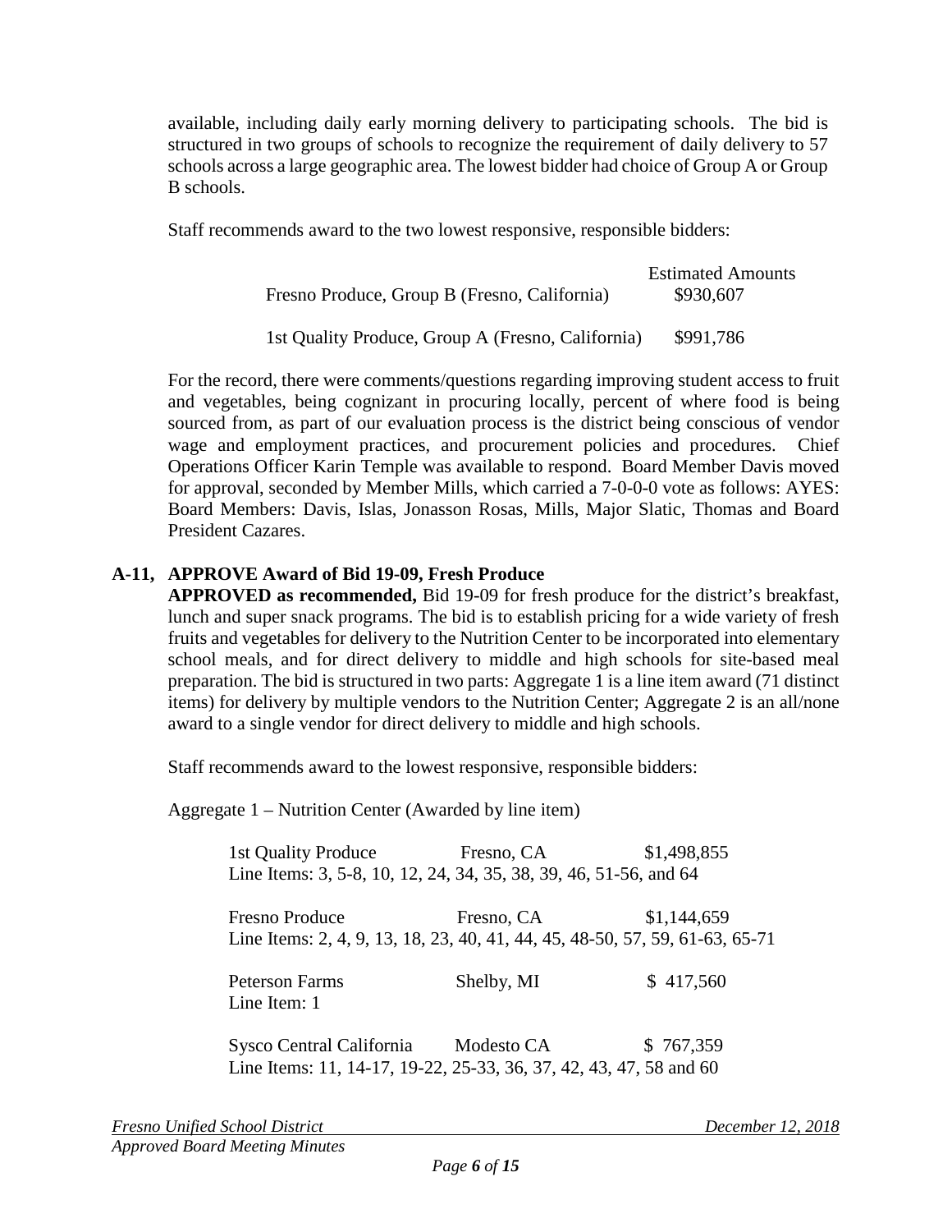available, including daily early morning delivery to participating schools. The bid is structured in two groups of schools to recognize the requirement of daily delivery to 57 schools across a large geographic area. The lowest bidder had choice of Group A or Group B schools.

Staff recommends award to the two lowest responsive, responsible bidders:

| | Estimated Amounts |
|---|---|
| Fresno Produce, Group B (Fresno, California) | $930,607 |
| 1st Quality Produce, Group A (Fresno, California) | $991,786 |

For the record, there were comments/questions regarding improving student access to fruit and vegetables, being cognizant in procuring locally, percent of where food is being sourced from, as part of our evaluation process is the district being conscious of vendor wage and employment practices, and procurement policies and procedures. Chief Operations Officer Karin Temple was available to respond. Board Member Davis moved for approval, seconded by Member Mills, which carried a 7-0-0-0 vote as follows: AYES: Board Members: Davis, Islas, Jonasson Rosas, Mills, Major Slatic, Thomas and Board President Cazares.

**A-11, APPROVE Award of Bid 19-09, Fresh Produce**

**APPROVED as recommended,** Bid 19-09 for fresh produce for the district's breakfast, lunch and super snack programs. The bid is to establish pricing for a wide variety of fresh fruits and vegetables for delivery to the Nutrition Center to be incorporated into elementary school meals, and for direct delivery to middle and high schools for site-based meal preparation. The bid is structured in two parts: Aggregate 1 is a line item award (71 distinct items) for delivery by multiple vendors to the Nutrition Center; Aggregate 2 is an all/none award to a single vendor for direct delivery to middle and high schools.

Staff recommends award to the lowest responsive, responsible bidders:

Aggregate 1 – Nutrition Center (Awarded by line item)

1st Quality Produce — Fresno, CA — $1,498,855
Line Items: 3, 5-8, 10, 12, 24, 34, 35, 38, 39, 46, 51-56, and 64

Fresno Produce — Fresno, CA — $1,144,659
Line Items: 2, 4, 9, 13, 18, 23, 40, 41, 44, 45, 48-50, 57, 59, 61-63, 65-71

Peterson Farms — Shelby, MI — $ 417,560
Line Item: 1

Sysco Central California — Modesto CA — $ 767,359
Line Items: 11, 14-17, 19-22, 25-33, 36, 37, 42, 43, 47, 58 and 60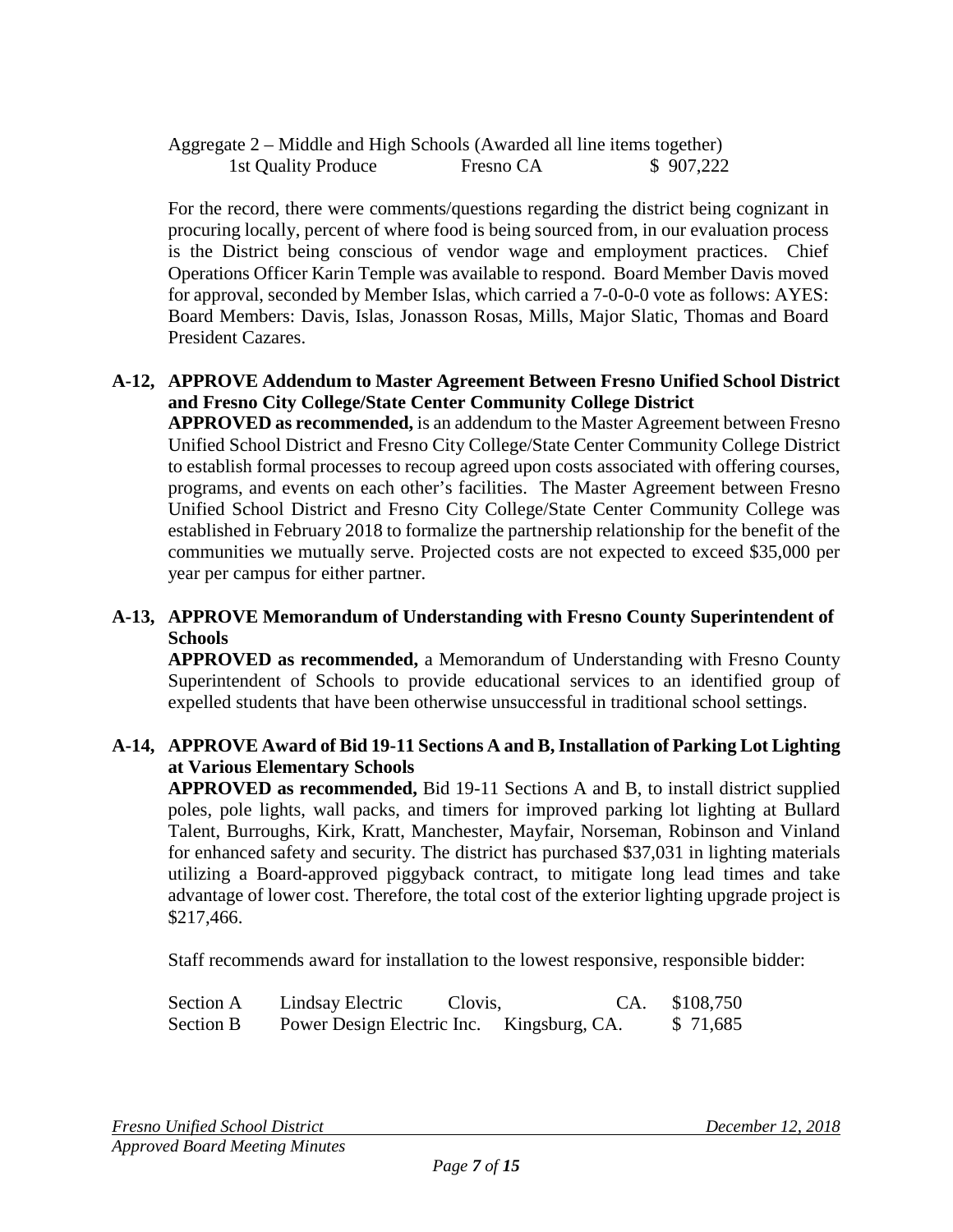Aggregate 2 – Middle and High Schools (Awarded all line items together)

| 1st Quality Produce | Fresno CA | $ 907,222 |
|---|---|---|

For the record, there were comments/questions regarding the district being cognizant in procuring locally, percent of where food is being sourced from, in our evaluation process is the District being conscious of vendor wage and employment practices. Chief Operations Officer Karin Temple was available to respond. Board Member Davis moved for approval, seconded by Member Islas, which carried a 7-0-0-0 vote as follows: AYES: Board Members: Davis, Islas, Jonasson Rosas, Mills, Major Slatic, Thomas and Board President Cazares.

**A-12, APPROVE Addendum to Master Agreement Between Fresno Unified School District and Fresno City College/State Center Community College District**

**APPROVED as recommended,** is an addendum to the Master Agreement between Fresno Unified School District and Fresno City College/State Center Community College District to establish formal processes to recoup agreed upon costs associated with offering courses, programs, and events on each other's facilities. The Master Agreement between Fresno Unified School District and Fresno City College/State Center Community College was established in February 2018 to formalize the partnership relationship for the benefit of the communities we mutually serve. Projected costs are not expected to exceed $35,000 per year per campus for either partner.

**A-13, APPROVE Memorandum of Understanding with Fresno County Superintendent of Schools**

**APPROVED as recommended,** a Memorandum of Understanding with Fresno County Superintendent of Schools to provide educational services to an identified group of expelled students that have been otherwise unsuccessful in traditional school settings.

**A-14, APPROVE Award of Bid 19-11 Sections A and B, Installation of Parking Lot Lighting at Various Elementary Schools**

**APPROVED as recommended,** Bid 19-11 Sections A and B, to install district supplied poles, pole lights, wall packs, and timers for improved parking lot lighting at Bullard Talent, Burroughs, Kirk, Kratt, Manchester, Mayfair, Norseman, Robinson and Vinland for enhanced safety and security. The district has purchased $37,031 in lighting materials utilizing a Board-approved piggyback contract, to mitigate long lead times and take advantage of lower cost. Therefore, the total cost of the exterior lighting upgrade project is $217,466.

Staff recommends award for installation to the lowest responsive, responsible bidder:

| Section A | Lindsay Electric | Clovis, CA. | $108,750 |
|---|---|---|---|
| Section B | Power Design Electric Inc. | Kingsburg, CA. | $ 71,685 |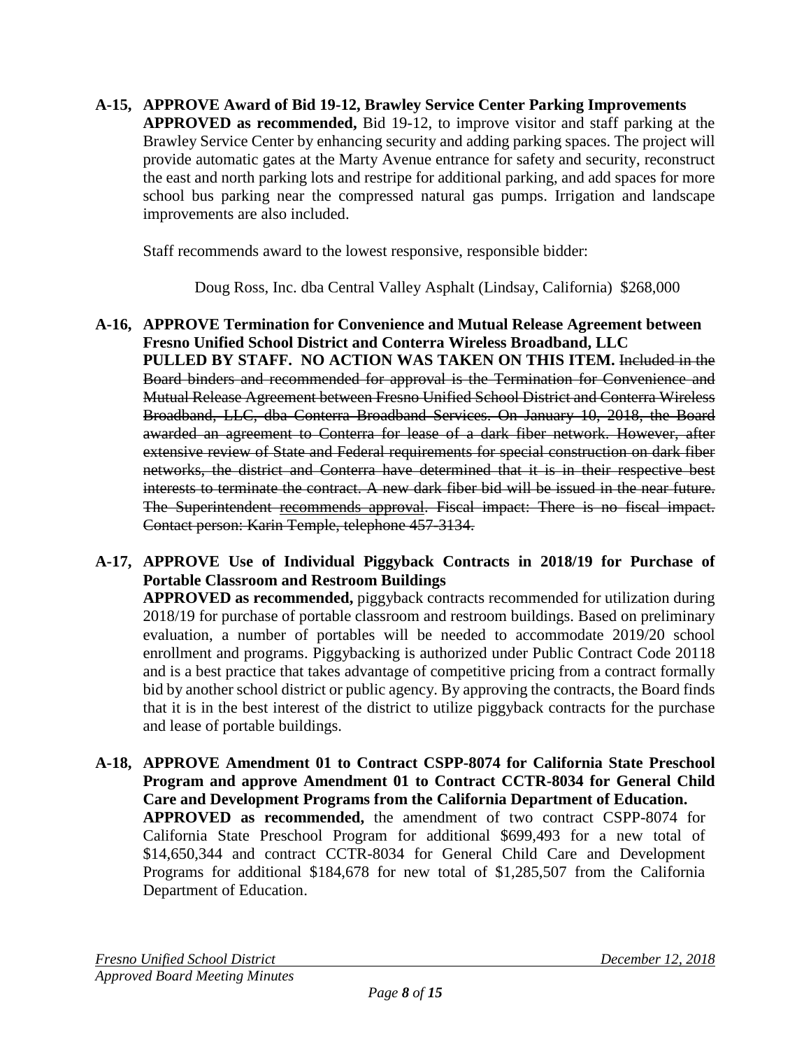**A-15, APPROVE Award of Bid 19-12, Brawley Service Center Parking Improvements**

**APPROVED as recommended,** Bid 19-12, to improve visitor and staff parking at the Brawley Service Center by enhancing security and adding parking spaces. The project will provide automatic gates at the Marty Avenue entrance for safety and security, reconstruct the east and north parking lots and restripe for additional parking, and add spaces for more school bus parking near the compressed natural gas pumps. Irrigation and landscape improvements are also included.

Staff recommends award to the lowest responsive, responsible bidder:

Doug Ross, Inc. dba Central Valley Asphalt (Lindsay, California) $268,000

**A-16, APPROVE Termination for Convenience and Mutual Release Agreement between Fresno Unified School District and Conterra Wireless Broadband, LLC**

**PULLED BY STAFF. NO ACTION WAS TAKEN ON THIS ITEM.** ~~Included in the Board binders and recommended for approval is the Termination for Convenience and Mutual Release Agreement between Fresno Unified School District and Conterra Wireless Broadband, LLC, dba Conterra Broadband Services. On January 10, 2018, the Board awarded an agreement to Conterra for lease of a dark fiber network. However, after extensive review of State and Federal requirements for special construction on dark fiber networks, the district and Conterra have determined that it is in their respective best interests to terminate the contract. A new dark fiber bid will be issued in the near future. The Superintendent recommends approval. Fiscal impact: There is no fiscal impact. Contact person: Karin Temple, telephone 457-3134.~~

**A-17, APPROVE Use of Individual Piggyback Contracts in 2018/19 for Purchase of Portable Classroom and Restroom Buildings**

**APPROVED as recommended,** piggyback contracts recommended for utilization during 2018/19 for purchase of portable classroom and restroom buildings. Based on preliminary evaluation, a number of portables will be needed to accommodate 2019/20 school enrollment and programs. Piggybacking is authorized under Public Contract Code 20118 and is a best practice that takes advantage of competitive pricing from a contract formally bid by another school district or public agency. By approving the contracts, the Board finds that it is in the best interest of the district to utilize piggyback contracts for the purchase and lease of portable buildings.

**A-18, APPROVE Amendment 01 to Contract CSPP-8074 for California State Preschool Program and approve Amendment 01 to Contract CCTR-8034 for General Child Care and Development Programs from the California Department of Education.**

**APPROVED as recommended,** the amendment of two contract CSPP-8074 for California State Preschool Program for additional $699,493 for a new total of $14,650,344 and contract CCTR-8034 for General Child Care and Development Programs for additional $184,678 for new total of $1,285,507 from the California Department of Education.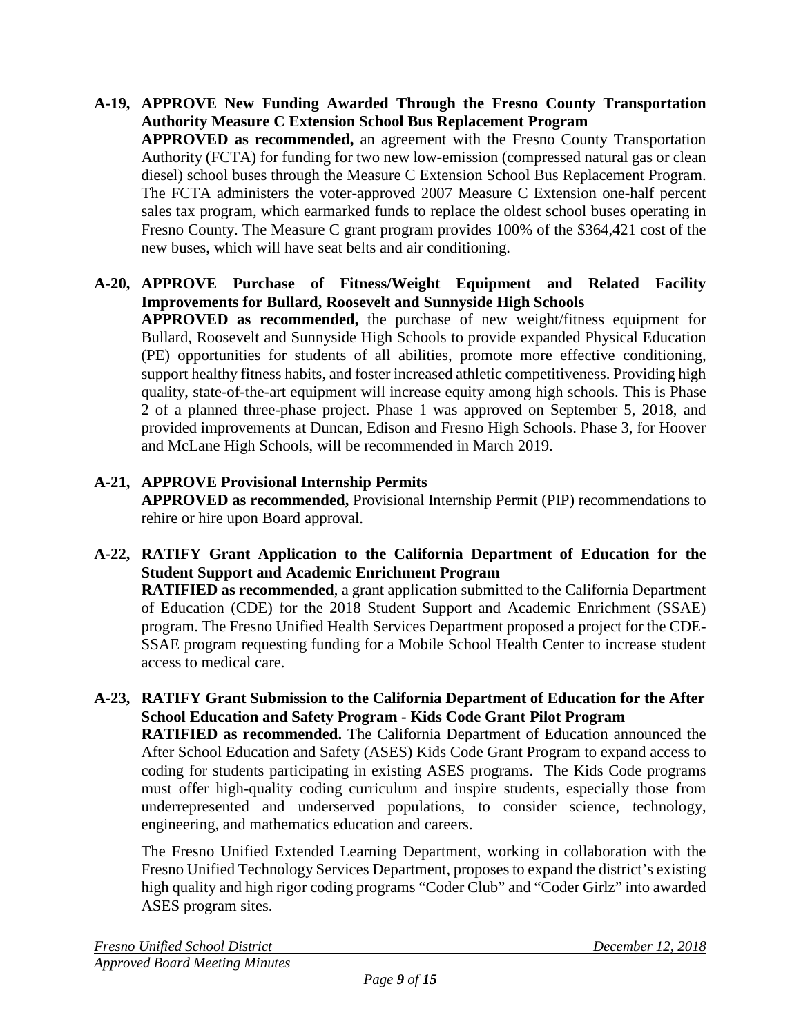**A-19, APPROVE New Funding Awarded Through the Fresno County Transportation Authority Measure C Extension School Bus Replacement Program**

**APPROVED as recommended,** an agreement with the Fresno County Transportation Authority (FCTA) for funding for two new low-emission (compressed natural gas or clean diesel) school buses through the Measure C Extension School Bus Replacement Program. The FCTA administers the voter-approved 2007 Measure C Extension one-half percent sales tax program, which earmarked funds to replace the oldest school buses operating in Fresno County. The Measure C grant program provides 100% of the $364,421 cost of the new buses, which will have seat belts and air conditioning.

**A-20, APPROVE Purchase of Fitness/Weight Equipment and Related Facility Improvements for Bullard, Roosevelt and Sunnyside High Schools**

**APPROVED as recommended,** the purchase of new weight/fitness equipment for Bullard, Roosevelt and Sunnyside High Schools to provide expanded Physical Education (PE) opportunities for students of all abilities, promote more effective conditioning, support healthy fitness habits, and foster increased athletic competitiveness. Providing high quality, state-of-the-art equipment will increase equity among high schools. This is Phase 2 of a planned three-phase project. Phase 1 was approved on September 5, 2018, and provided improvements at Duncan, Edison and Fresno High Schools. Phase 3, for Hoover and McLane High Schools, will be recommended in March 2019.

**A-21, APPROVE Provisional Internship Permits**

**APPROVED as recommended,** Provisional Internship Permit (PIP) recommendations to rehire or hire upon Board approval.

**A-22, RATIFY Grant Application to the California Department of Education for the Student Support and Academic Enrichment Program**

**RATIFIED as recommended**, a grant application submitted to the California Department of Education (CDE) for the 2018 Student Support and Academic Enrichment (SSAE) program. The Fresno Unified Health Services Department proposed a project for the CDE-SSAE program requesting funding for a Mobile School Health Center to increase student access to medical care.

**A-23, RATIFY Grant Submission to the California Department of Education for the After School Education and Safety Program - Kids Code Grant Pilot Program**

**RATIFIED as recommended.** The California Department of Education announced the After School Education and Safety (ASES) Kids Code Grant Program to expand access to coding for students participating in existing ASES programs. The Kids Code programs must offer high-quality coding curriculum and inspire students, especially those from underrepresented and underserved populations, to consider science, technology, engineering, and mathematics education and careers.

The Fresno Unified Extended Learning Department, working in collaboration with the Fresno Unified Technology Services Department, proposes to expand the district's existing high quality and high rigor coding programs "Coder Club" and "Coder Girlz" into awarded ASES program sites.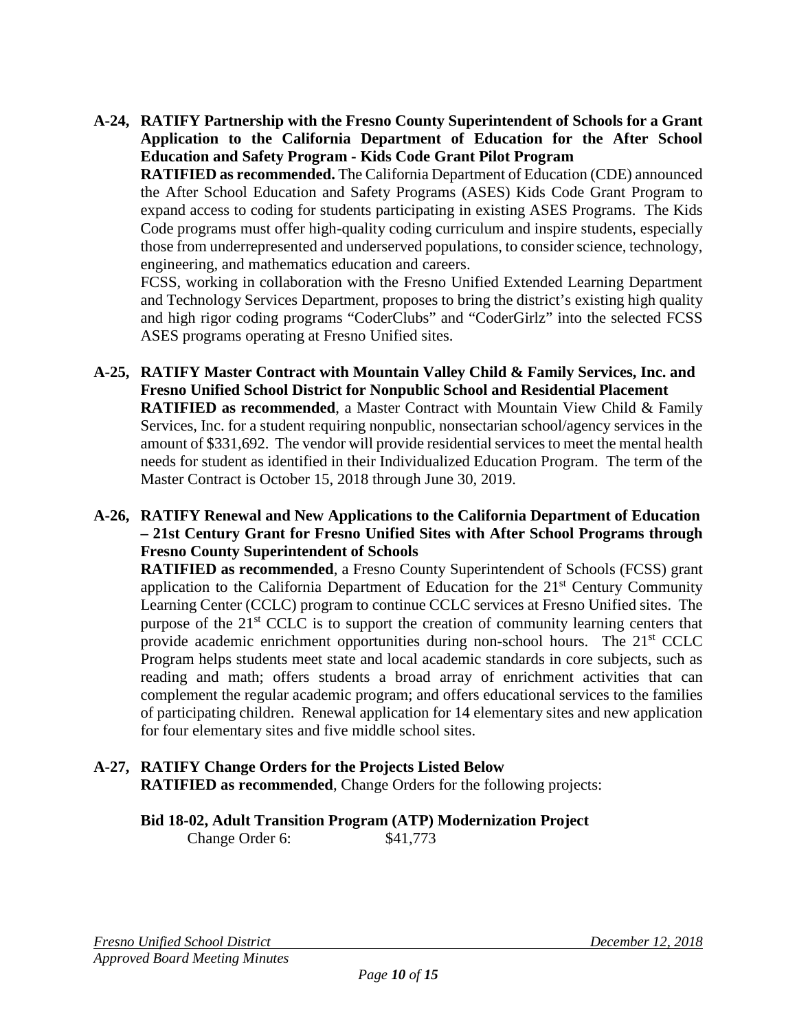**A-24, RATIFY Partnership with the Fresno County Superintendent of Schools for a Grant Application to the California Department of Education for the After School Education and Safety Program - Kids Code Grant Pilot Program**

**RATIFIED as recommended.** The California Department of Education (CDE) announced the After School Education and Safety Programs (ASES) Kids Code Grant Program to expand access to coding for students participating in existing ASES Programs. The Kids Code programs must offer high-quality coding curriculum and inspire students, especially those from underrepresented and underserved populations, to consider science, technology, engineering, and mathematics education and careers.

FCSS, working in collaboration with the Fresno Unified Extended Learning Department and Technology Services Department, proposes to bring the district's existing high quality and high rigor coding programs "CoderClubs" and "CoderGirlz" into the selected FCSS ASES programs operating at Fresno Unified sites.

**A-25, RATIFY Master Contract with Mountain Valley Child & Family Services, Inc. and Fresno Unified School District for Nonpublic School and Residential Placement**

**RATIFIED as recommended**, a Master Contract with Mountain View Child & Family Services, Inc. for a student requiring nonpublic, nonsectarian school/agency services in the amount of $331,692. The vendor will provide residential services to meet the mental health needs for student as identified in their Individualized Education Program. The term of the Master Contract is October 15, 2018 through June 30, 2019.

**A-26, RATIFY Renewal and New Applications to the California Department of Education – 21st Century Grant for Fresno Unified Sites with After School Programs through Fresno County Superintendent of Schools**

**RATIFIED as recommended**, a Fresno County Superintendent of Schools (FCSS) grant application to the California Department of Education for the 21st Century Community Learning Center (CCLC) program to continue CCLC services at Fresno Unified sites. The purpose of the 21st CCLC is to support the creation of community learning centers that provide academic enrichment opportunities during non-school hours. The 21st CCLC Program helps students meet state and local academic standards in core subjects, such as reading and math; offers students a broad array of enrichment activities that can complement the regular academic program; and offers educational services to the families of participating children. Renewal application for 14 elementary sites and new application for four elementary sites and five middle school sites.

**A-27, RATIFY Change Orders for the Projects Listed Below**

**RATIFIED as recommended**, Change Orders for the following projects:

**Bid 18-02, Adult Transition Program (ATP) Modernization Project**

Change Order 6: $41,773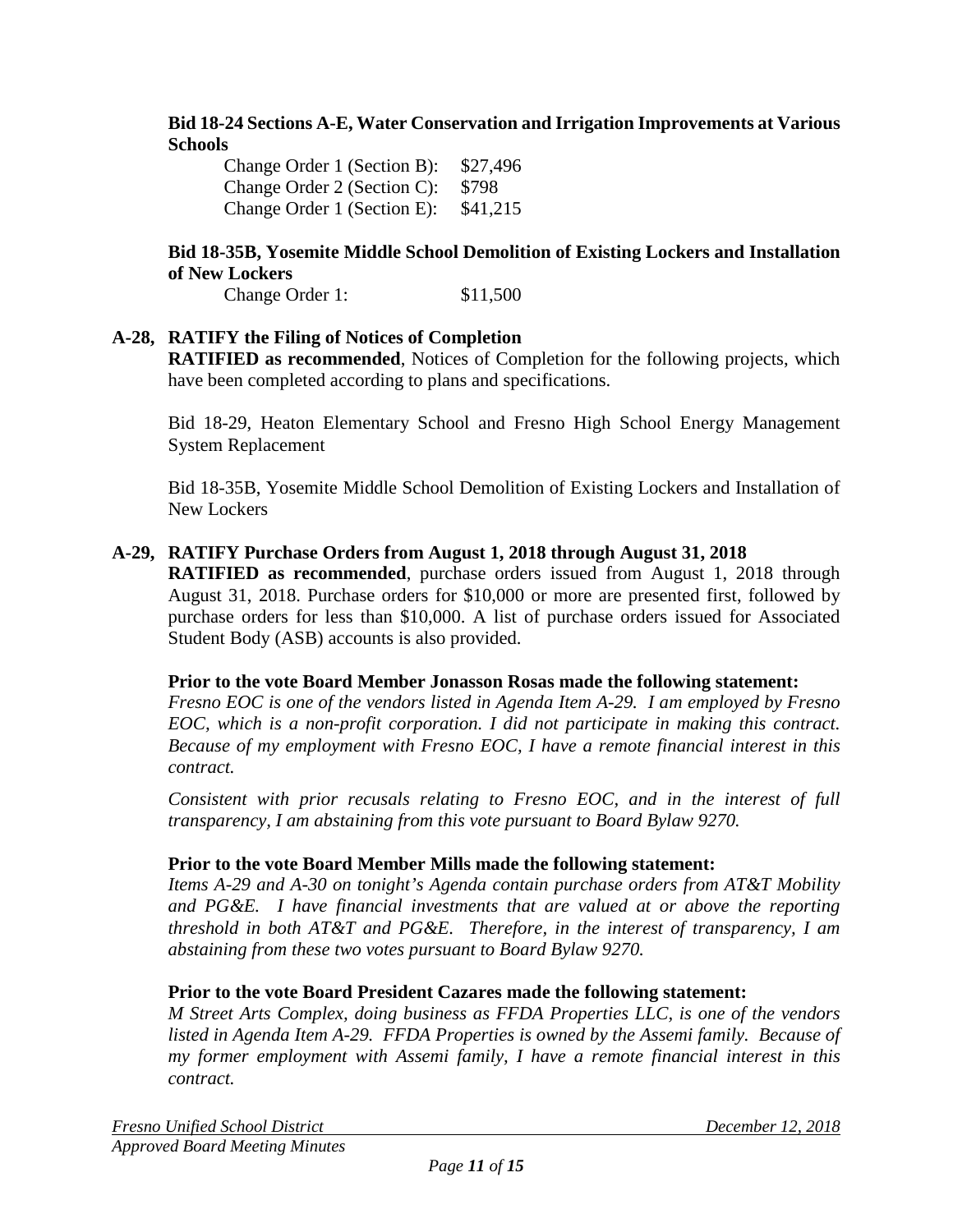**Bid 18-24 Sections A-E, Water Conservation and Irrigation Improvements at Various Schools**

Change Order 1 (Section B): $27,496
Change Order 2 (Section C): $798
Change Order 1 (Section E): $41,215

**Bid 18-35B, Yosemite Middle School Demolition of Existing Lockers and Installation of New Lockers**

Change Order 1: $11,500

**A-28, RATIFY the Filing of Notices of Completion**

**RATIFIED as recommended**, Notices of Completion for the following projects, which have been completed according to plans and specifications.

Bid 18-29, Heaton Elementary School and Fresno High School Energy Management System Replacement

Bid 18-35B, Yosemite Middle School Demolition of Existing Lockers and Installation of New Lockers

**A-29, RATIFY Purchase Orders from August 1, 2018 through August 31, 2018**

**RATIFIED as recommended**, purchase orders issued from August 1, 2018 through August 31, 2018. Purchase orders for $10,000 or more are presented first, followed by purchase orders for less than $10,000. A list of purchase orders issued for Associated Student Body (ASB) accounts is also provided.

**Prior to the vote Board Member Jonasson Rosas made the following statement:**

*Fresno EOC is one of the vendors listed in Agenda Item A-29. I am employed by Fresno EOC, which is a non-profit corporation. I did not participate in making this contract. Because of my employment with Fresno EOC, I have a remote financial interest in this contract.*

*Consistent with prior recusals relating to Fresno EOC, and in the interest of full transparency, I am abstaining from this vote pursuant to Board Bylaw 9270.*

**Prior to the vote Board Member Mills made the following statement:**

*Items A-29 and A-30 on tonight's Agenda contain purchase orders from AT&T Mobility and PG&E. I have financial investments that are valued at or above the reporting threshold in both AT&T and PG&E. Therefore, in the interest of transparency, I am abstaining from these two votes pursuant to Board Bylaw 9270.*

**Prior to the vote Board President Cazares made the following statement:**

*M Street Arts Complex, doing business as FFDA Properties LLC, is one of the vendors listed in Agenda Item A-29. FFDA Properties is owned by the Assemi family. Because of my former employment with Assemi family, I have a remote financial interest in this contract.*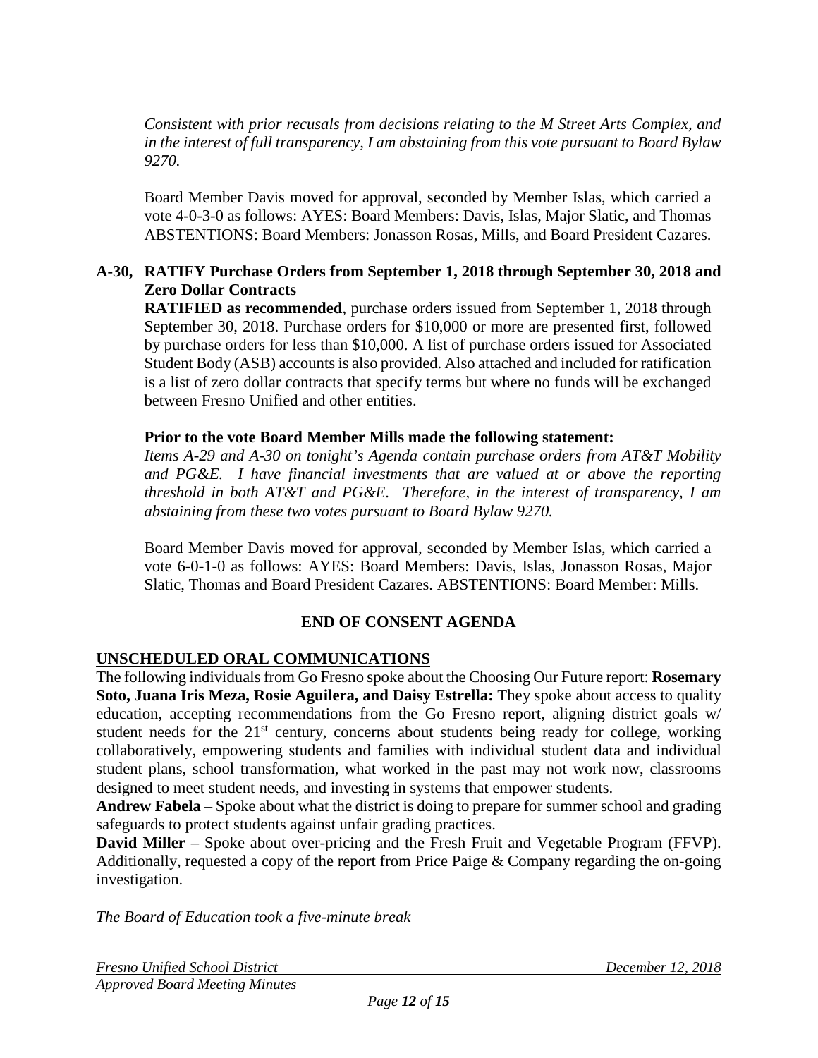*Consistent with prior recusals from decisions relating to the M Street Arts Complex, and in the interest of full transparency, I am abstaining from this vote pursuant to Board Bylaw 9270.*

Board Member Davis moved for approval, seconded by Member Islas, which carried a vote 4-0-3-0 as follows: AYES: Board Members: Davis, Islas, Major Slatic, and Thomas ABSTENTIONS: Board Members: Jonasson Rosas, Mills, and Board President Cazares.

**A-30, RATIFY Purchase Orders from September 1, 2018 through September 30, 2018 and Zero Dollar Contracts**

**RATIFIED as recommended**, purchase orders issued from September 1, 2018 through September 30, 2018. Purchase orders for $10,000 or more are presented first, followed by purchase orders for less than $10,000. A list of purchase orders issued for Associated Student Body (ASB) accounts is also provided. Also attached and included for ratification is a list of zero dollar contracts that specify terms but where no funds will be exchanged between Fresno Unified and other entities.

**Prior to the vote Board Member Mills made the following statement:**

*Items A-29 and A-30 on tonight's Agenda contain purchase orders from AT&T Mobility and PG&E. I have financial investments that are valued at or above the reporting threshold in both AT&T and PG&E. Therefore, in the interest of transparency, I am abstaining from these two votes pursuant to Board Bylaw 9270.*

Board Member Davis moved for approval, seconded by Member Islas, which carried a vote 6-0-1-0 as follows: AYES: Board Members: Davis, Islas, Jonasson Rosas, Major Slatic, Thomas and Board President Cazares. ABSTENTIONS: Board Member: Mills.

**END OF CONSENT AGENDA**

**UNSCHEDULED ORAL COMMUNICATIONS**

The following individuals from Go Fresno spoke about the Choosing Our Future report: **Rosemary Soto, Juana Iris Meza, Rosie Aguilera, and Daisy Estrella:** They spoke about access to quality education, accepting recommendations from the Go Fresno report, aligning district goals w/ student needs for the 21st century, concerns about students being ready for college, working collaboratively, empowering students and families with individual student data and individual student plans, school transformation, what worked in the past may not work now, classrooms designed to meet student needs, and investing in systems that empower students.

**Andrew Fabela** – Spoke about what the district is doing to prepare for summer school and grading safeguards to protect students against unfair grading practices.

**David Miller** – Spoke about over-pricing and the Fresh Fruit and Vegetable Program (FFVP). Additionally, requested a copy of the report from Price Paige & Company regarding the on-going investigation.

*The Board of Education took a five-minute break*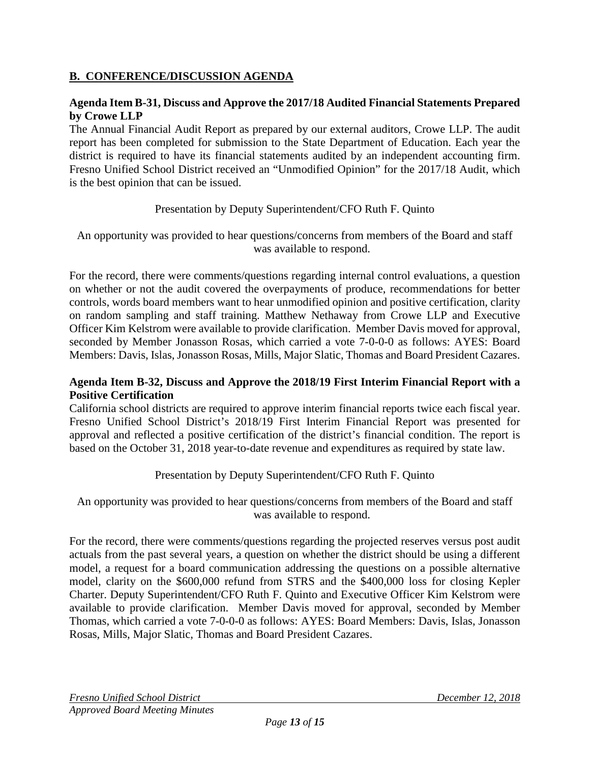## B. CONFERENCE/DISCUSSION AGENDA

**Agenda Item B-31, Discuss and Approve the 2017/18 Audited Financial Statements Prepared by Crowe LLP**

The Annual Financial Audit Report as prepared by our external auditors, Crowe LLP. The audit report has been completed for submission to the State Department of Education. Each year the district is required to have its financial statements audited by an independent accounting firm. Fresno Unified School District received an "Unmodified Opinion" for the 2017/18 Audit, which is the best opinion that can be issued.

Presentation by Deputy Superintendent/CFO Ruth F. Quinto

An opportunity was provided to hear questions/concerns from members of the Board and staff was available to respond.

For the record, there were comments/questions regarding internal control evaluations, a question on whether or not the audit covered the overpayments of produce, recommendations for better controls, words board members want to hear unmodified opinion and positive certification, clarity on random sampling and staff training. Matthew Nethaway from Crowe LLP and Executive Officer Kim Kelstrom were available to provide clarification. Member Davis moved for approval, seconded by Member Jonasson Rosas, which carried a vote 7-0-0-0 as follows: AYES: Board Members: Davis, Islas, Jonasson Rosas, Mills, Major Slatic, Thomas and Board President Cazares.

**Agenda Item B-32, Discuss and Approve the 2018/19 First Interim Financial Report with a Positive Certification**

California school districts are required to approve interim financial reports twice each fiscal year. Fresno Unified School District's 2018/19 First Interim Financial Report was presented for approval and reflected a positive certification of the district's financial condition. The report is based on the October 31, 2018 year-to-date revenue and expenditures as required by state law.

Presentation by Deputy Superintendent/CFO Ruth F. Quinto

An opportunity was provided to hear questions/concerns from members of the Board and staff was available to respond.

For the record, there were comments/questions regarding the projected reserves versus post audit actuals from the past several years, a question on whether the district should be using a different model, a request for a board communication addressing the questions on a possible alternative model, clarity on the $600,000 refund from STRS and the $400,000 loss for closing Kepler Charter. Deputy Superintendent/CFO Ruth F. Quinto and Executive Officer Kim Kelstrom were available to provide clarification. Member Davis moved for approval, seconded by Member Thomas, which carried a vote 7-0-0-0 as follows: AYES: Board Members: Davis, Islas, Jonasson Rosas, Mills, Major Slatic, Thomas and Board President Cazares.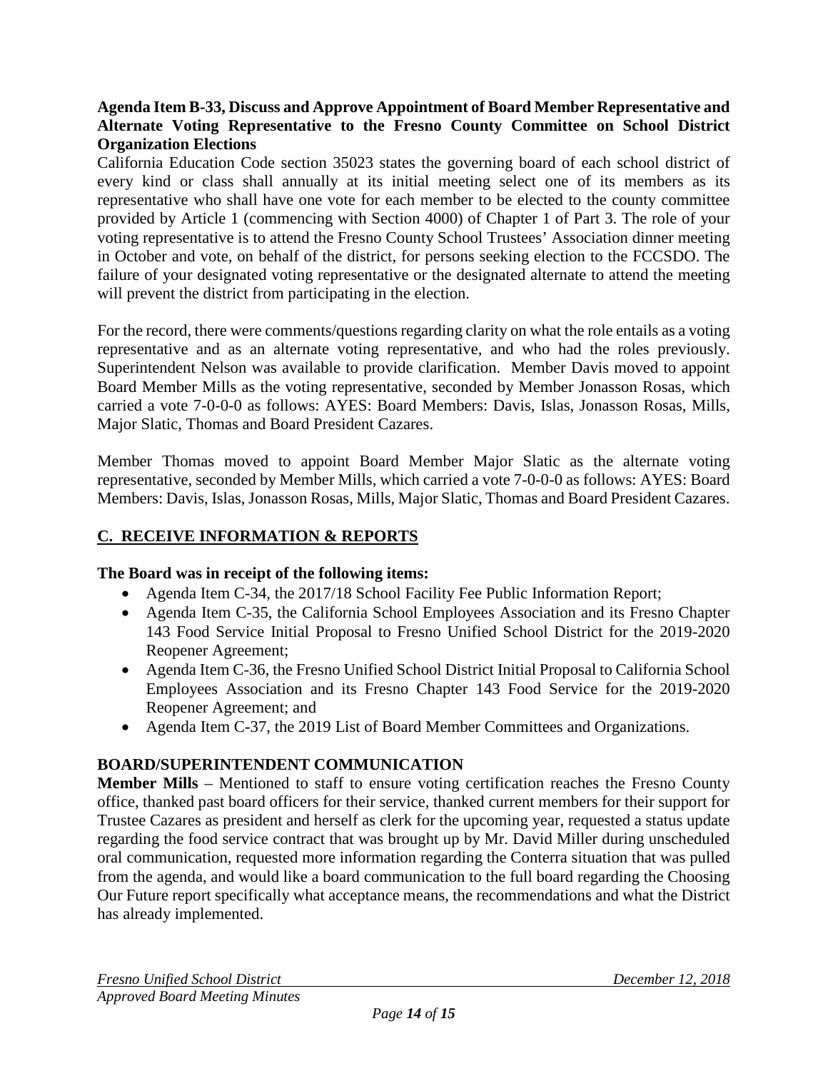**Agenda Item B-33, Discuss and Approve Appointment of Board Member Representative and Alternate Voting Representative to the Fresno County Committee on School District Organization Elections**

California Education Code section 35023 states the governing board of each school district of every kind or class shall annually at its initial meeting select one of its members as its representative who shall have one vote for each member to be elected to the county committee provided by Article 1 (commencing with Section 4000) of Chapter 1 of Part 3. The role of your voting representative is to attend the Fresno County School Trustees' Association dinner meeting in October and vote, on behalf of the district, for persons seeking election to the FCCSDO. The failure of your designated voting representative or the designated alternate to attend the meeting will prevent the district from participating in the election.

For the record, there were comments/questions regarding clarity on what the role entails as a voting representative and as an alternate voting representative, and who had the roles previously. Superintendent Nelson was available to provide clarification. Member Davis moved to appoint Board Member Mills as the voting representative, seconded by Member Jonasson Rosas, which carried a vote 7-0-0-0 as follows: AYES: Board Members: Davis, Islas, Jonasson Rosas, Mills, Major Slatic, Thomas and Board President Cazares.

Member Thomas moved to appoint Board Member Major Slatic as the alternate voting representative, seconded by Member Mills, which carried a vote 7-0-0-0 as follows: AYES: Board Members: Davis, Islas, Jonasson Rosas, Mills, Major Slatic, Thomas and Board President Cazares.

## C. RECEIVE INFORMATION & REPORTS

**The Board was in receipt of the following items:**

- Agenda Item C-34, the 2017/18 School Facility Fee Public Information Report;
- Agenda Item C-35, the California School Employees Association and its Fresno Chapter 143 Food Service Initial Proposal to Fresno Unified School District for the 2019-2020 Reopener Agreement;
- Agenda Item C-36, the Fresno Unified School District Initial Proposal to California School Employees Association and its Fresno Chapter 143 Food Service for the 2019-2020 Reopener Agreement; and
- Agenda Item C-37, the 2019 List of Board Member Committees and Organizations.

**BOARD/SUPERINTENDENT COMMUNICATION**

**Member Mills** – Mentioned to staff to ensure voting certification reaches the Fresno County office, thanked past board officers for their service, thanked current members for their support for Trustee Cazares as president and herself as clerk for the upcoming year, requested a status update regarding the food service contract that was brought up by Mr. David Miller during unscheduled oral communication, requested more information regarding the Conterra situation that was pulled from the agenda, and would like a board communication to the full board regarding the Choosing Our Future report specifically what acceptance means, the recommendations and what the District has already implemented.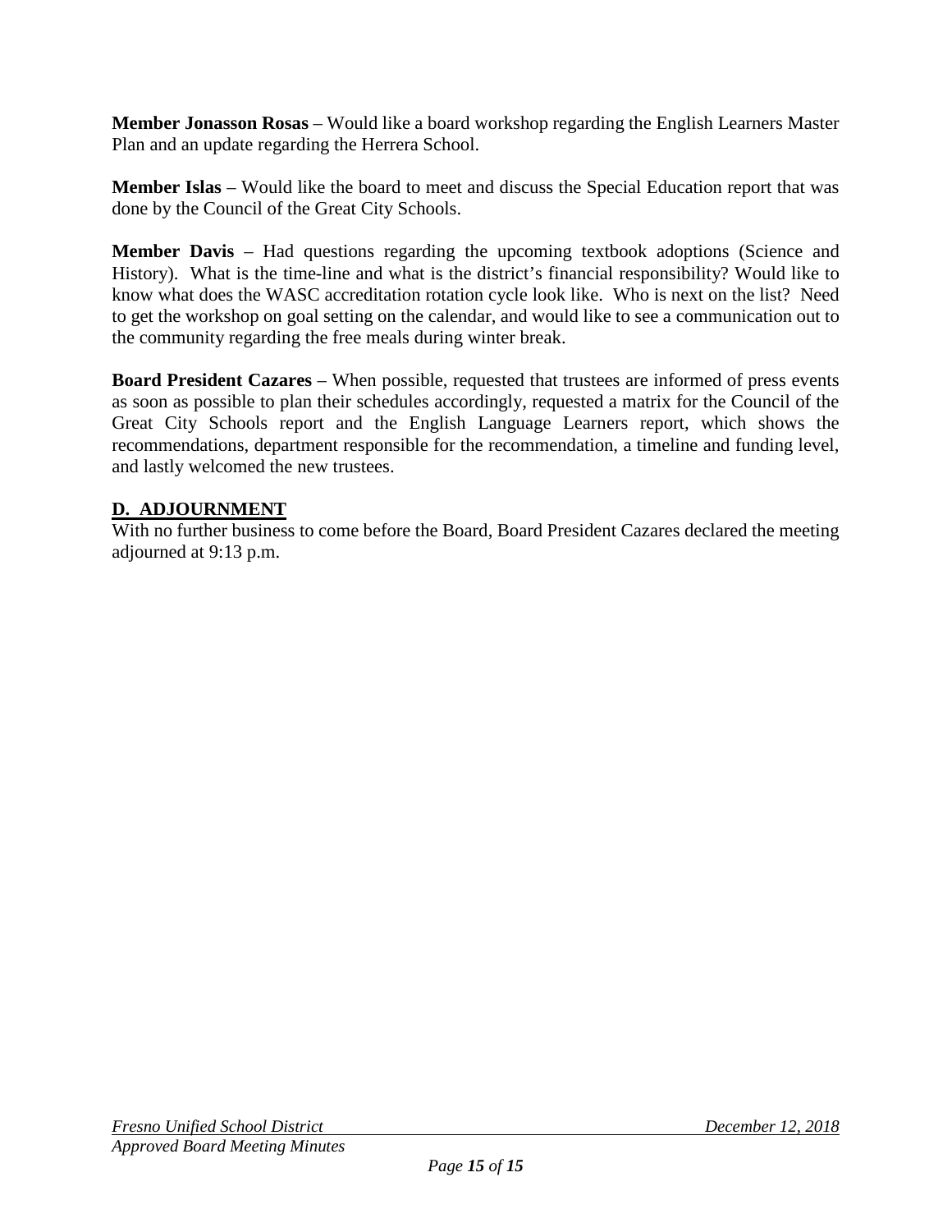**Member Jonasson Rosas** – Would like a board workshop regarding the English Learners Master Plan and an update regarding the Herrera School.

**Member Islas** – Would like the board to meet and discuss the Special Education report that was done by the Council of the Great City Schools.

**Member Davis** – Had questions regarding the upcoming textbook adoptions (Science and History). What is the time-line and what is the district's financial responsibility? Would like to know what does the WASC accreditation rotation cycle look like. Who is next on the list? Need to get the workshop on goal setting on the calendar, and would like to see a communication out to the community regarding the free meals during winter break.

**Board President Cazares** – When possible, requested that trustees are informed of press events as soon as possible to plan their schedules accordingly, requested a matrix for the Council of the Great City Schools report and the English Language Learners report, which shows the recommendations, department responsible for the recommendation, a timeline and funding level, and lastly welcomed the new trustees.

## D. ADJOURNMENT

With no further business to come before the Board, Board President Cazares declared the meeting adjourned at 9:13 p.m.